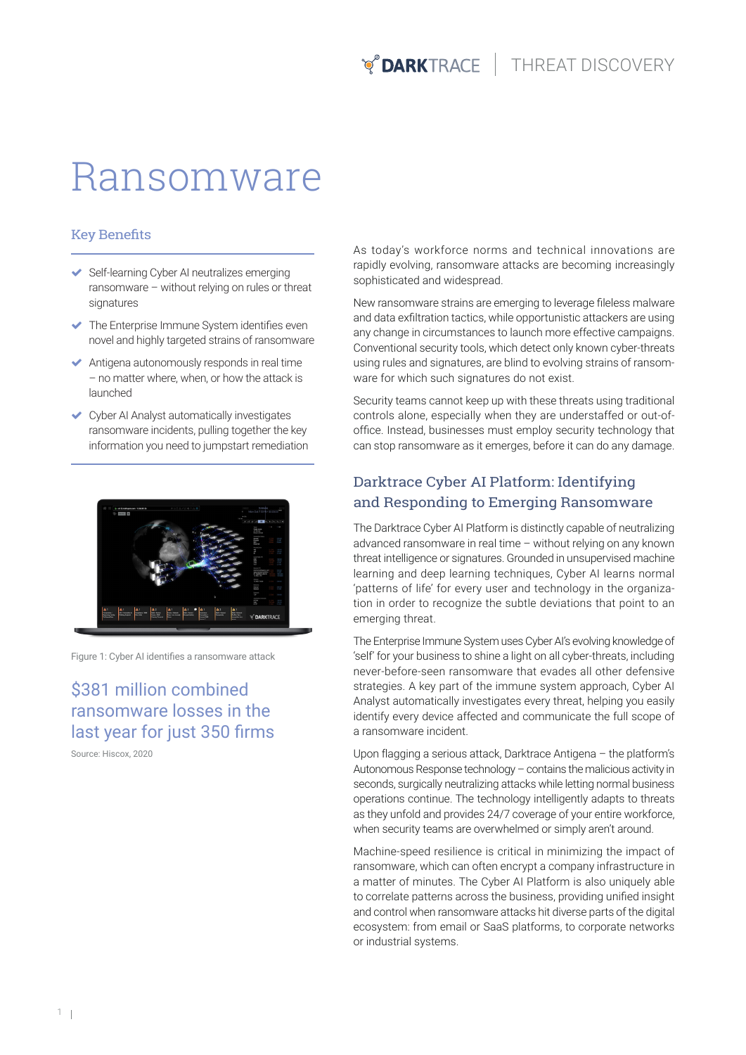# Ransomware

## Key Benefits

- Self-learning Cyber AI neutralizes emerging ransomware – without relying on rules or threat signatures
- The Enterprise Immune System identifies even novel and highly targeted strains of ransomware
- Antigena autonomously responds in real time – no matter where, when, or how the attack is launched
- Cyber AI Analyst automatically investigates ransomware incidents, pulling together the key information you need to jumpstart remediation

Figure 1: Cyber AI identifies a ransomware attack

## $381 million combined ransomware losses in the last year for just 350 firms

Source: Hiscox, 2020

As today's workforce norms and technical innovations are rapidly evolving, ransomware attacks are becoming increasingly sophisticated and widespread.

New ransomware strains are emerging to leverage fileless malware and data exfiltration tactics, while opportunistic attackers are using any change in circumstances to launch more effective campaigns. Conventional security tools, which detect only known cyber-threats using rules and signatures, are blind to evolving strains of ransomware for which such signatures do not exist.

Security teams cannot keep up with these threats using traditional controls alone, especially when they are understaffed or out-of-office. Instead, businesses must employ security technology that can stop ransomware as it emerges, before it can do any damage.

## Darktrace Cyber AI Platform: Identifying and Responding to Emerging Ransomware

The Darktrace Cyber AI Platform is distinctly capable of neutralizing advanced ransomware in real time – without relying on any known threat intelligence or signatures. Grounded in unsupervised machine learning and deep learning techniques, Cyber AI learns normal 'patterns of life' for every user and technology in the organization in order to recognize the subtle deviations that point to an emerging threat.

The Enterprise Immune System uses Cyber AI's evolving knowledge of 'self' for your business to shine a light on all cyber-threats, including never-before-seen ransomware that evades all other defensive strategies. A key part of the immune system approach, Cyber AI Analyst automatically investigates every threat, helping you easily identify every device affected and communicate the full scope of a ransomware incident.

Upon flagging a serious attack, Darktrace Antigena – the platform's Autonomous Response technology – contains the malicious activity in seconds, surgically neutralizing attacks while letting normal business operations continue. The technology intelligently adapts to threats as they unfold and provides 24/7 coverage of your entire workforce, when security teams are overwhelmed or simply aren't around.

Machine-speed resilience is critical in minimizing the impact of ransomware, which can often encrypt a company infrastructure in a matter of minutes. The Cyber AI Platform is also uniquely able to correlate patterns across the business, providing unified insight and control when ransomware attacks hit diverse parts of the digital ecosystem: from email or SaaS platforms, to corporate networks or industrial systems.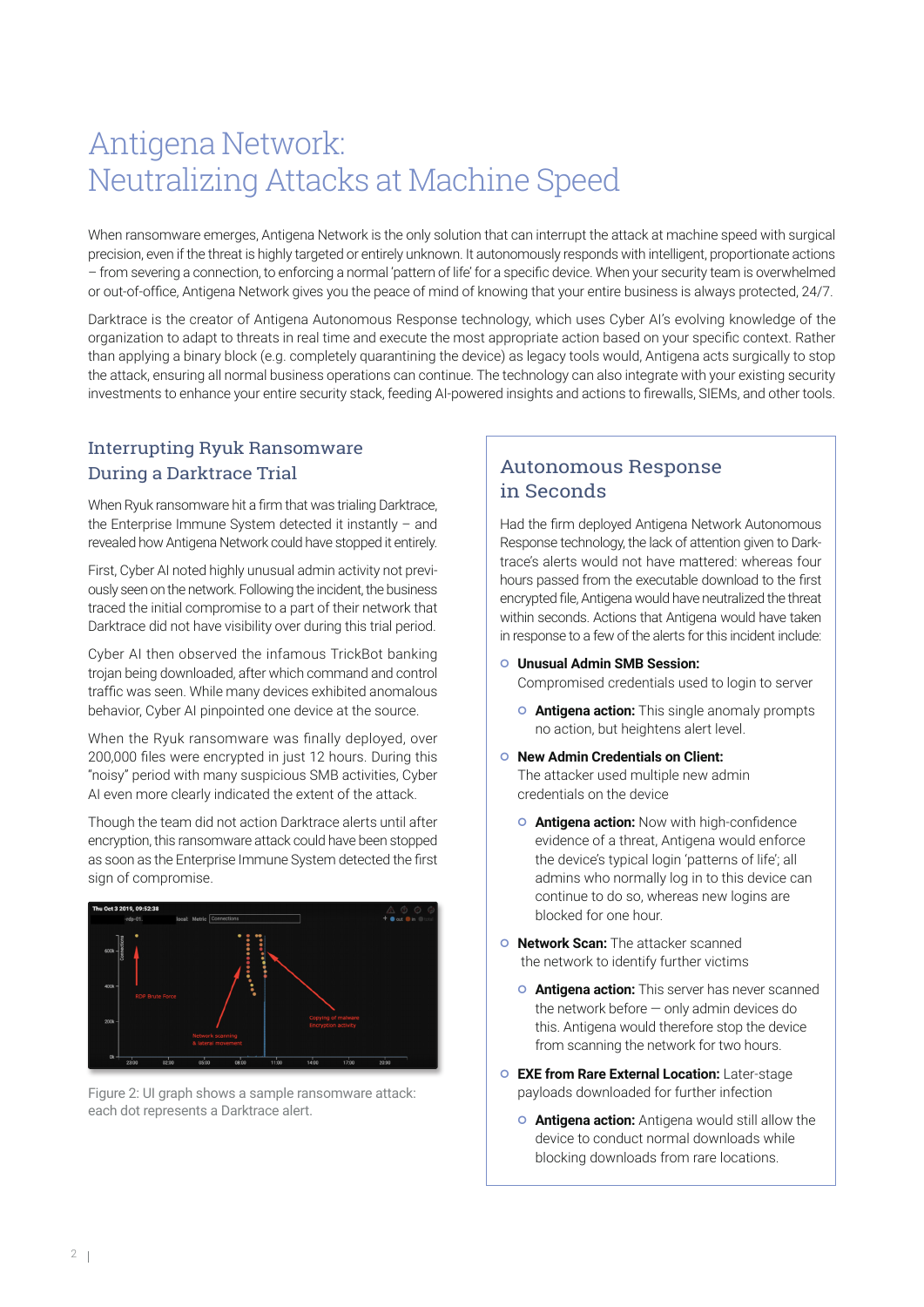# Antigena Network: Neutralizing Attacks at Machine Speed

When ransomware emerges, Antigena Network is the only solution that can interrupt the attack at machine speed with surgical precision, even if the threat is highly targeted or entirely unknown. It autonomously responds with intelligent, proportionate actions – from severing a connection, to enforcing a normal 'pattern of life' for a specific device. When your security team is overwhelmed or out-of-office, Antigena Network gives you the peace of mind of knowing that your entire business is always protected, 24/7.

Darktrace is the creator of Antigena Autonomous Response technology, which uses Cyber AI's evolving knowledge of the organization to adapt to threats in real time and execute the most appropriate action based on your specific context. Rather than applying a binary block (e.g. completely quarantining the device) as legacy tools would, Antigena acts surgically to stop the attack, ensuring all normal business operations can continue. The technology can also integrate with your existing security investments to enhance your entire security stack, feeding AI-powered insights and actions to firewalls, SIEMs, and other tools.

## Interrupting Ryuk Ransomware During a Darktrace Trial

When Ryuk ransomware hit a firm that was trialing Darktrace, the Enterprise Immune System detected it instantly – and revealed how Antigena Network could have stopped it entirely.

First, Cyber AI noted highly unusual admin activity not previously seen on the network. Following the incident, the business traced the initial compromise to a part of their network that Darktrace did not have visibility over during this trial period.

Cyber AI then observed the infamous TrickBot banking trojan being downloaded, after which command and control traffic was seen. While many devices exhibited anomalous behavior, Cyber AI pinpointed one device at the source.

When the Ryuk ransomware was finally deployed, over 200,000 files were encrypted in just 12 hours. During this "noisy" period with many suspicious SMB activities, Cyber AI even more clearly indicated the extent of the attack.

Though the team did not action Darktrace alerts until after encryption, this ransomware attack could have been stopped as soon as the Enterprise Immune System detected the first sign of compromise.

Figure 2: UI graph shows a sample ransomware attack: each dot represents a Darktrace alert.

## Autonomous Response in Seconds

Had the firm deployed Antigena Network Autonomous Response technology, the lack of attention given to Darktrace's alerts would not have mattered: whereas four hours passed from the executable download to the first encrypted file, Antigena would have neutralized the threat within seconds. Actions that Antigena would have taken in response to a few of the alerts for this incident include:

- **Unusual Admin SMB Session:** Compromised credentials used to login to server
  - **Antigena action:** This single anomaly prompts no action, but heightens alert level.
- **New Admin Credentials on Client:** The attacker used multiple new admin credentials on the device
  - **Antigena action:** Now with high-confidence evidence of a threat, Antigena would enforce the device's typical login 'patterns of life'; all admins who normally log in to this device can continue to do so, whereas new logins are blocked for one hour.
- **Network Scan:** The attacker scanned the network to identify further victims
  - **Antigena action:** This server has never scanned the network before — only admin devices do this. Antigena would therefore stop the device from scanning the network for two hours.
- **EXE from Rare External Location:** Later-stage payloads downloaded for further infection
  - **Antigena action:** Antigena would still allow the device to conduct normal downloads while blocking downloads from rare locations.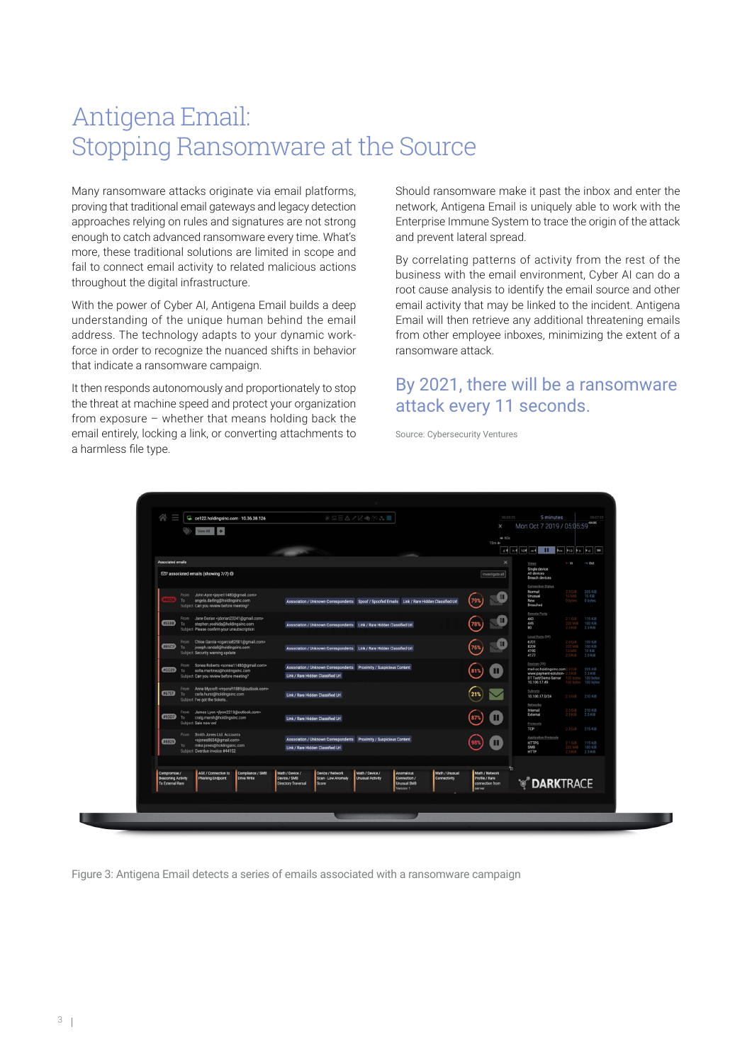# Antigena Email: Stopping Ransomware at the Source

Many ransomware attacks originate via email platforms, proving that traditional email gateways and legacy detection approaches relying on rules and signatures are not strong enough to catch advanced ransomware every time. What's more, these traditional solutions are limited in scope and fail to connect email activity to related malicious actions throughout the digital infrastructure.

With the power of Cyber AI, Antigena Email builds a deep understanding of the unique human behind the email address. The technology adapts to your dynamic workforce in order to recognize the nuanced shifts in behavior that indicate a ransomware campaign.

It then responds autonomously and proportionately to stop the threat at machine speed and protect your organization from exposure – whether that means holding back the email entirely, locking a link, or converting attachments to a harmless file type.

Should ransomware make it past the inbox and enter the network, Antigena Email is uniquely able to work with the Enterprise Immune System to trace the origin of the attack and prevent lateral spread.

By correlating patterns of activity from the rest of the business with the email environment, Cyber AI can do a root cause analysis to identify the email source and other email activity that may be linked to the incident. Antigena Email will then retrieve any additional threatening emails from other employee inboxes, minimizing the extent of a ransomware attack.

## By 2021, there will be a ransomware attack every 11 seconds.

Source: Cybersecurity Ventures

Figure 3: Antigena Email detects a series of emails associated with a ransomware campaign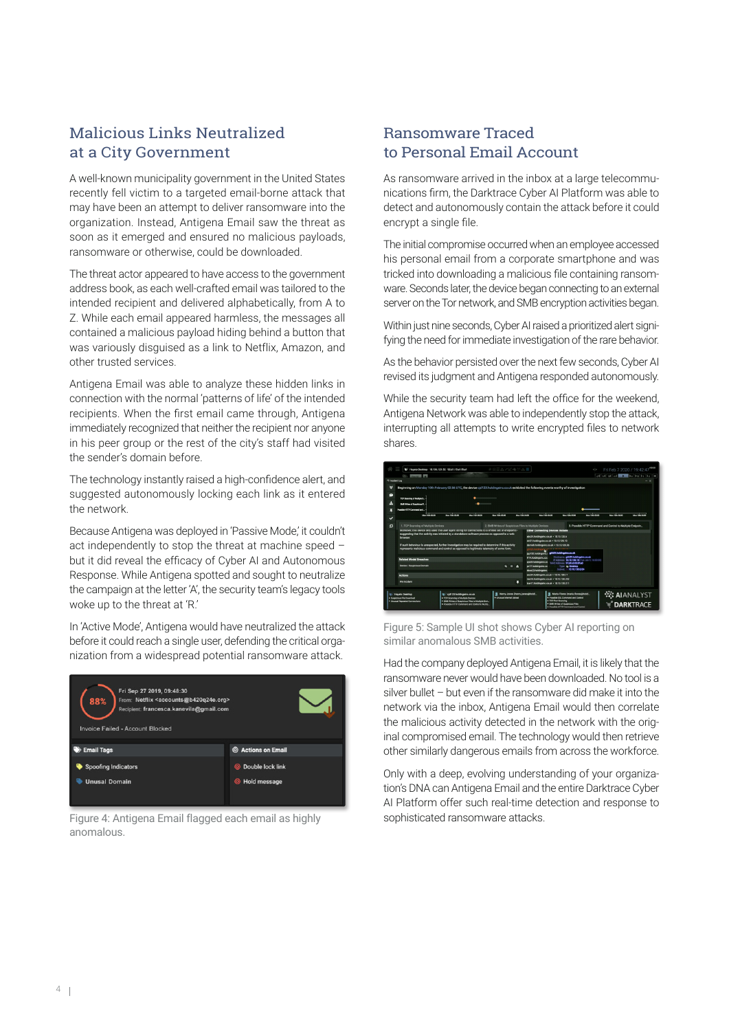## Malicious Links Neutralized at a City Government

A well-known municipality government in the United States recently fell victim to a targeted email-borne attack that may have been an attempt to deliver ransomware into the organization. Instead, Antigena Email saw the threat as soon as it emerged and ensured no malicious payloads, ransomware or otherwise, could be downloaded.

The threat actor appeared to have access to the government address book, as each well-crafted email was tailored to the intended recipient and delivered alphabetically, from A to Z. While each email appeared harmless, the messages all contained a malicious payload hiding behind a button that was variously disguised as a link to Netflix, Amazon, and other trusted services.

Antigena Email was able to analyze these hidden links in connection with the normal 'patterns of life' of the intended recipients. When the first email came through, Antigena immediately recognized that neither the recipient nor anyone in his peer group or the rest of the city's staff had visited the sender's domain before.

The technology instantly raised a high-confidence alert, and suggested autonomously locking each link as it entered the network.

Because Antigena was deployed in 'Passive Mode,' it couldn't act independently to stop the threat at machine speed – but it did reveal the efficacy of Cyber AI and Autonomous Response. While Antigena spotted and sought to neutralize the campaign at the letter 'A', the security team's legacy tools woke up to the threat at 'R.'

In 'Active Mode', Antigena would have neutralized the attack before it could reach a single user, defending the critical organization from a widespread potential ransomware attack.

Figure 4: Antigena Email flagged each email as highly anomalous.

## Ransomware Traced to Personal Email Account

As ransomware arrived in the inbox at a large telecommunications firm, the Darktrace Cyber AI Platform was able to detect and autonomously contain the attack before it could encrypt a single file.

The initial compromise occurred when an employee accessed his personal email from a corporate smartphone and was tricked into downloading a malicious file containing ransomware. Seconds later, the device began connecting to an external server on the Tor network, and SMB encryption activities began.

Within just nine seconds, Cyber AI raised a prioritized alert signifying the need for immediate investigation of the rare behavior.

As the behavior persisted over the next few seconds, Cyber AI revised its judgment and Antigena responded autonomously.

While the security team had left the office for the weekend, Antigena Network was able to independently stop the attack, interrupting all attempts to write encrypted files to network shares.

Figure 5: Sample UI shot shows Cyber AI reporting on similar anomalous SMB activities.

Had the company deployed Antigena Email, it is likely that the ransomware never would have been downloaded. No tool is a silver bullet – but even if the ransomware did make it into the network via the inbox, Antigena Email would then correlate the malicious activity detected in the network with the original compromised email. The technology would then retrieve other similarly dangerous emails from across the workforce.

Only with a deep, evolving understanding of your organization's DNA can Antigena Email and the entire Darktrace Cyber AI Platform offer such real-time detection and response to sophisticated ransomware attacks.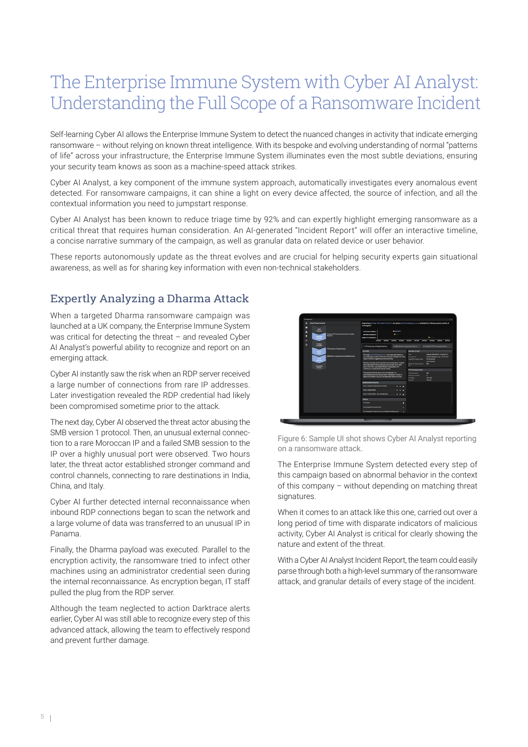# The Enterprise Immune System with Cyber AI Analyst: Understanding the Full Scope of a Ransomware Incident

Self-learning Cyber AI allows the Enterprise Immune System to detect the nuanced changes in activity that indicate emerging ransomware – without relying on known threat intelligence. With its bespoke and evolving understanding of normal "patterns of life" across your infrastructure, the Enterprise Immune System illuminates even the most subtle deviations, ensuring your security team knows as soon as a machine-speed attack strikes.

Cyber AI Analyst, a key component of the immune system approach, automatically investigates every anomalous event detected. For ransomware campaigns, it can shine a light on every device affected, the source of infection, and all the contextual information you need to jumpstart response.

Cyber AI Analyst has been known to reduce triage time by 92% and can expertly highlight emerging ransomware as a critical threat that requires human consideration. An AI-generated "Incident Report" will offer an interactive timeline, a concise narrative summary of the campaign, as well as granular data on related device or user behavior.

These reports autonomously update as the threat evolves and are crucial for helping security experts gain situational awareness, as well as for sharing key information with even non-technical stakeholders.

## Expertly Analyzing a Dharma Attack

When a targeted Dharma ransomware campaign was launched at a UK company, the Enterprise Immune System was critical for detecting the threat – and revealed Cyber AI Analyst's powerful ability to recognize and report on an emerging attack.

Cyber AI instantly saw the risk when an RDP server received a large number of connections from rare IP addresses. Later investigation revealed the RDP credential had likely been compromised sometime prior to the attack.

The next day, Cyber AI observed the threat actor abusing the SMB version 1 protocol. Then, an unusual external connection to a rare Moroccan IP and a failed SMB session to the IP over a highly unusual port were observed. Two hours later, the threat actor established stronger command and control channels, connecting to rare destinations in India, China, and Italy.

Cyber AI further detected internal reconnaissance when inbound RDP connections began to scan the network and a large volume of data was transferred to an unusual IP in Panama.

Finally, the Dharma payload was executed. Parallel to the encryption activity, the ransomware tried to infect other machines using an administrator credential seen during the internal reconnaissance. As encryption began, IT staff pulled the plug from the RDP server.

Although the team neglected to action Darktrace alerts earlier, Cyber AI was still able to recognize every step of this advanced attack, allowing the team to effectively respond and prevent further damage.

Figure 6: Sample UI shot shows Cyber AI Analyst reporting on a ransomware attack.

The Enterprise Immune System detected every step of this campaign based on abnormal behavior in the context of this company – without depending on matching threat signatures.

When it comes to an attack like this one, carried out over a long period of time with disparate indicators of malicious activity, Cyber AI Analyst is critical for clearly showing the nature and extent of the threat.

With a Cyber AI Analyst Incident Report, the team could easily parse through both a high-level summary of the ransomware attack, and granular details of every stage of the incident.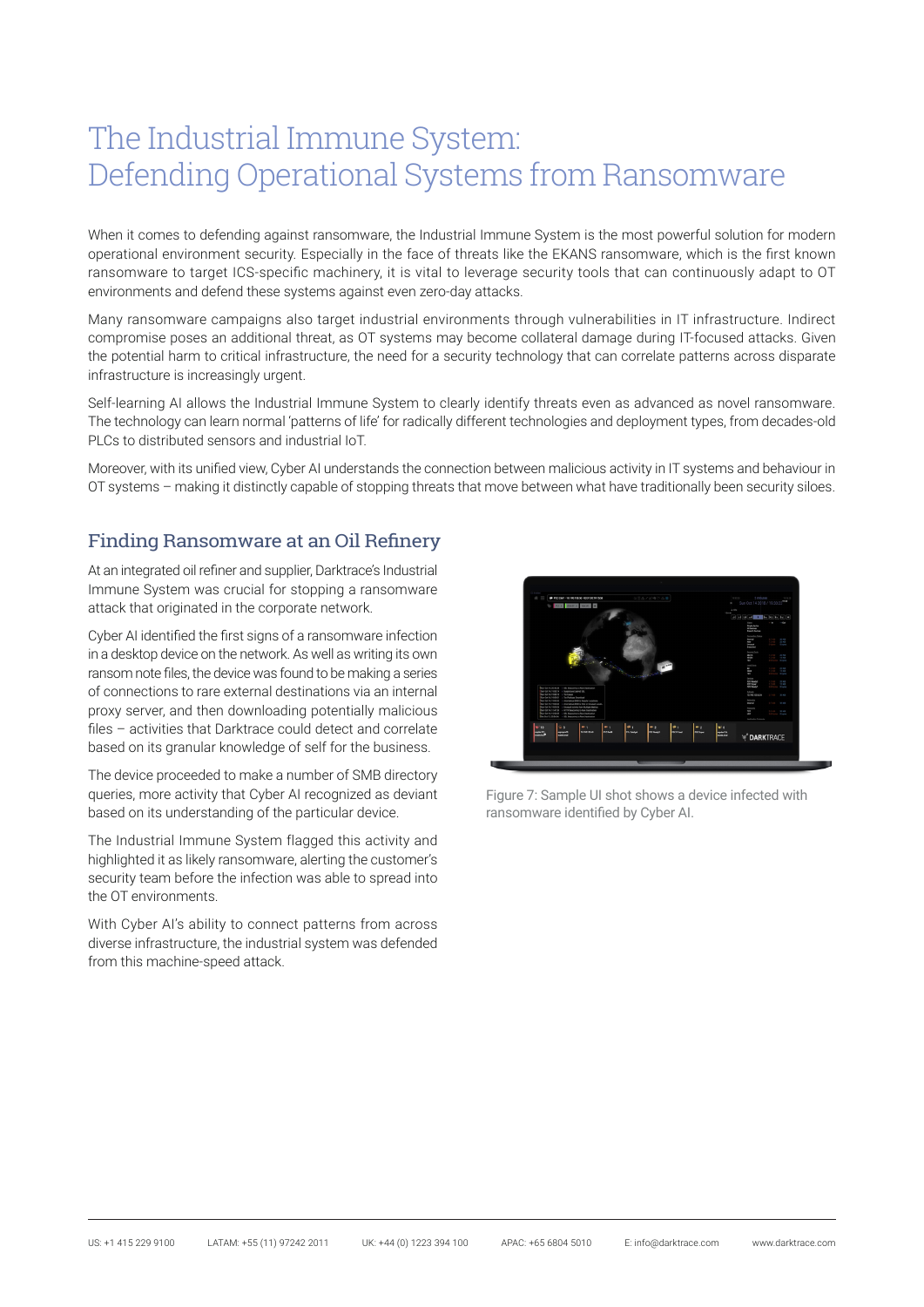# The Industrial Immune System: Defending Operational Systems from Ransomware

When it comes to defending against ransomware, the Industrial Immune System is the most powerful solution for modern operational environment security. Especially in the face of threats like the EKANS ransomware, which is the first known ransomware to target ICS-specific machinery, it is vital to leverage security tools that can continuously adapt to OT environments and defend these systems against even zero-day attacks.

Many ransomware campaigns also target industrial environments through vulnerabilities in IT infrastructure. Indirect compromise poses an additional threat, as OT systems may become collateral damage during IT-focused attacks. Given the potential harm to critical infrastructure, the need for a security technology that can correlate patterns across disparate infrastructure is increasingly urgent.

Self-learning AI allows the Industrial Immune System to clearly identify threats even as advanced as novel ransomware. The technology can learn normal 'patterns of life' for radically different technologies and deployment types, from decades-old PLCs to distributed sensors and industrial IoT.

Moreover, with its unified view, Cyber AI understands the connection between malicious activity in IT systems and behaviour in OT systems – making it distinctly capable of stopping threats that move between what have traditionally been security siloes.

## Finding Ransomware at an Oil Refinery

At an integrated oil refiner and supplier, Darktrace's Industrial Immune System was crucial for stopping a ransomware attack that originated in the corporate network.

Cyber AI identified the first signs of a ransomware infection in a desktop device on the network. As well as writing its own ransom note files, the device was found to be making a series of connections to rare external destinations via an internal proxy server, and then downloading potentially malicious files – activities that Darktrace could detect and correlate based on its granular knowledge of self for the business.

The device proceeded to make a number of SMB directory queries, more activity that Cyber AI recognized as deviant based on its understanding of the particular device.

The Industrial Immune System flagged this activity and highlighted it as likely ransomware, alerting the customer's security team before the infection was able to spread into the OT environments.

With Cyber AI's ability to connect patterns from across diverse infrastructure, the industrial system was defended from this machine-speed attack.

Figure 7: Sample UI shot shows a device infected with ransomware identified by Cyber AI.

US: +1 415 229 9100 LATAM: +55 (11) 97242 2011 UK: +44 (0) 1223 394 100 APAC: +65 6804 5010 E: info@darktrace.com www.darktrace.com